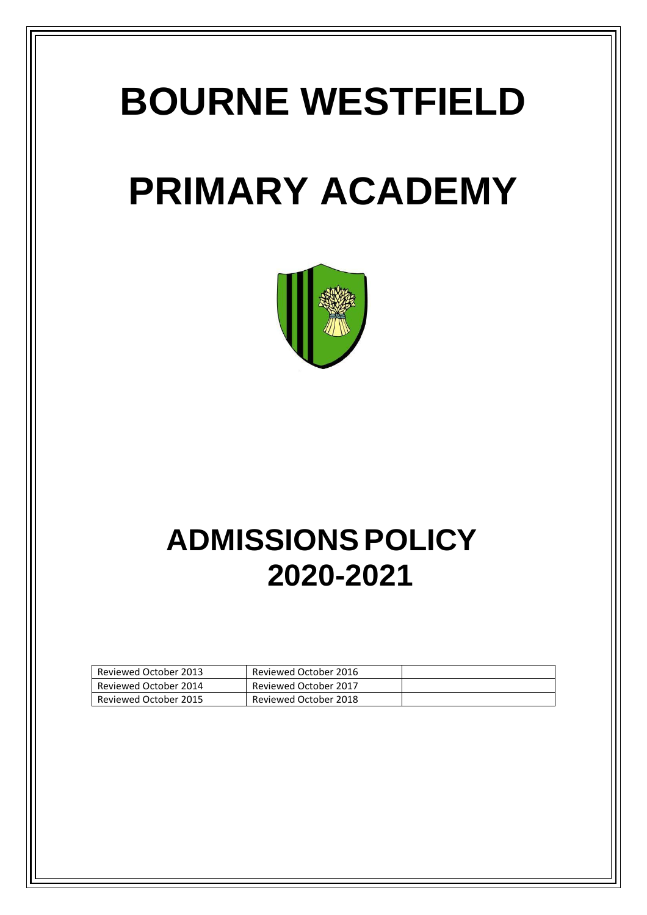# BOURNE WESTFIELD

# PRIMARY ACADEMY

# ADMISSIONS POLICY 2020-2021

| Reviewed October 2013 | Reviewed October 2016 | |
|---|---|---|
| Reviewed October 2014 | Reviewed October 2017 | |
| Reviewed October 2015 | Reviewed October 2018 | |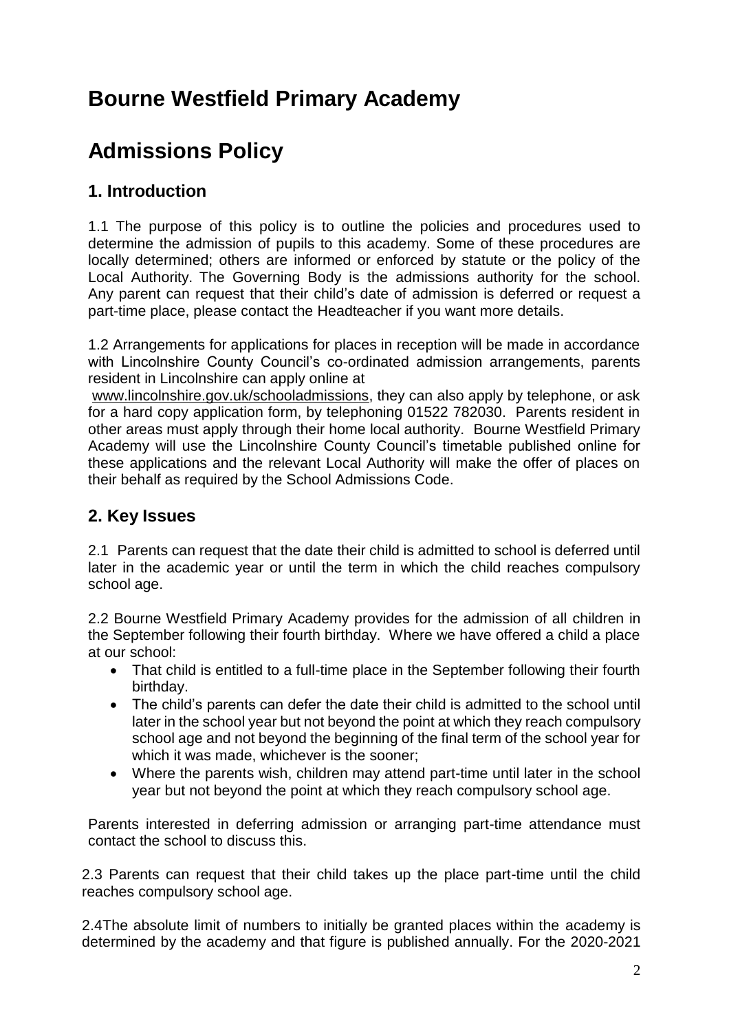# Bourne Westfield Primary Academy

# Admissions Policy

## 1. Introduction

1.1 The purpose of this policy is to outline the policies and procedures used to determine the admission of pupils to this academy. Some of these procedures are locally determined; others are informed or enforced by statute or the policy of the Local Authority. The Governing Body is the admissions authority for the school. Any parent can request that their child's date of admission is deferred or request a part-time place, please contact the Headteacher if you want more details.

1.2 Arrangements for applications for places in reception will be made in accordance with Lincolnshire County Council's co-ordinated admission arrangements, parents resident in Lincolnshire can apply online at www.lincolnshire.gov.uk/schooladmissions, they can also apply by telephone, or ask for a hard copy application form, by telephoning 01522 782030. Parents resident in other areas must apply through their home local authority. Bourne Westfield Primary Academy will use the Lincolnshire County Council's timetable published online for these applications and the relevant Local Authority will make the offer of places on their behalf as required by the School Admissions Code.

## 2. Key Issues

2.1 Parents can request that the date their child is admitted to school is deferred until later in the academic year or until the term in which the child reaches compulsory school age.

2.2 Bourne Westfield Primary Academy provides for the admission of all children in the September following their fourth birthday. Where we have offered a child a place at our school:

- That child is entitled to a full-time place in the September following their fourth birthday.
- The child's parents can defer the date their child is admitted to the school until later in the school year but not beyond the point at which they reach compulsory school age and not beyond the beginning of the final term of the school year for which it was made, whichever is the sooner;
- Where the parents wish, children may attend part-time until later in the school year but not beyond the point at which they reach compulsory school age.

Parents interested in deferring admission or arranging part-time attendance must contact the school to discuss this.

2.3 Parents can request that their child takes up the place part-time until the child reaches compulsory school age.

2.4The absolute limit of numbers to initially be granted places within the academy is determined by the academy and that figure is published annually. For the 2020-2021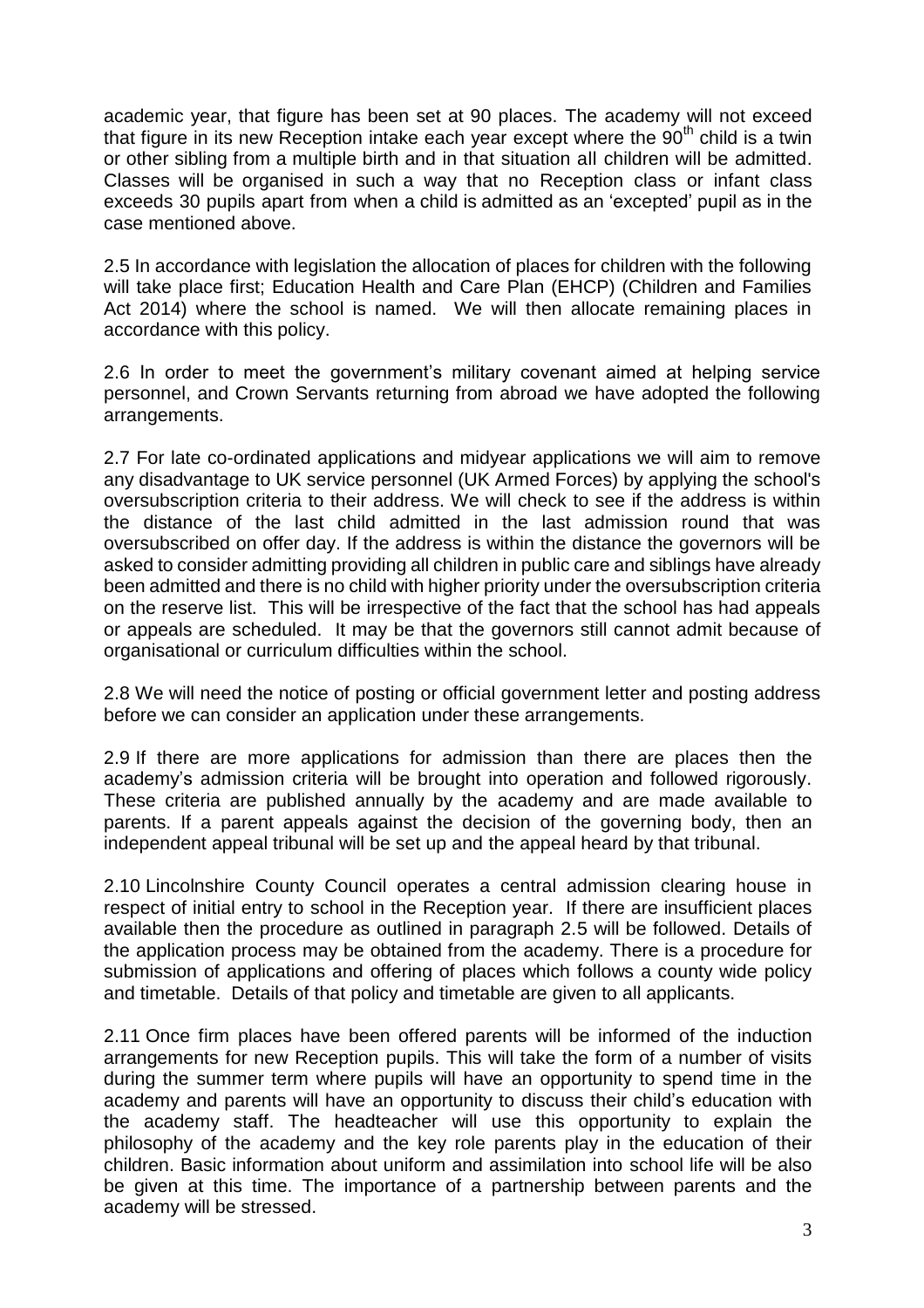academic year, that figure has been set at 90 places. The academy will not exceed that figure in its new Reception intake each year except where the 90th child is a twin or other sibling from a multiple birth and in that situation all children will be admitted. Classes will be organised in such a way that no Reception class or infant class exceeds 30 pupils apart from when a child is admitted as an 'excepted' pupil as in the case mentioned above.

2.5 In accordance with legislation the allocation of places for children with the following will take place first; Education Health and Care Plan (EHCP) (Children and Families Act 2014) where the school is named. We will then allocate remaining places in accordance with this policy.

2.6 In order to meet the government's military covenant aimed at helping service personnel, and Crown Servants returning from abroad we have adopted the following arrangements.

2.7 For late co-ordinated applications and midyear applications we will aim to remove any disadvantage to UK service personnel (UK Armed Forces) by applying the school's oversubscription criteria to their address. We will check to see if the address is within the distance of the last child admitted in the last admission round that was oversubscribed on offer day. If the address is within the distance the governors will be asked to consider admitting providing all children in public care and siblings have already been admitted and there is no child with higher priority under the oversubscription criteria on the reserve list. This will be irrespective of the fact that the school has had appeals or appeals are scheduled. It may be that the governors still cannot admit because of organisational or curriculum difficulties within the school.

2.8 We will need the notice of posting or official government letter and posting address before we can consider an application under these arrangements.

2.9 If there are more applications for admission than there are places then the academy's admission criteria will be brought into operation and followed rigorously. These criteria are published annually by the academy and are made available to parents. If a parent appeals against the decision of the governing body, then an independent appeal tribunal will be set up and the appeal heard by that tribunal.

2.10 Lincolnshire County Council operates a central admission clearing house in respect of initial entry to school in the Reception year. If there are insufficient places available then the procedure as outlined in paragraph 2.5 will be followed. Details of the application process may be obtained from the academy. There is a procedure for submission of applications and offering of places which follows a county wide policy and timetable. Details of that policy and timetable are given to all applicants.

2.11 Once firm places have been offered parents will be informed of the induction arrangements for new Reception pupils. This will take the form of a number of visits during the summer term where pupils will have an opportunity to spend time in the academy and parents will have an opportunity to discuss their child's education with the academy staff. The headteacher will use this opportunity to explain the philosophy of the academy and the key role parents play in the education of their children. Basic information about uniform and assimilation into school life will be also be given at this time. The importance of a partnership between parents and the academy will be stressed.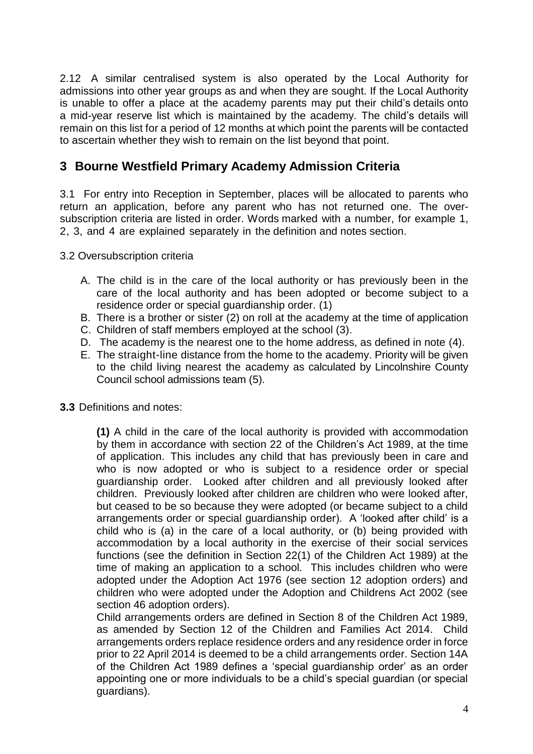2.12 A similar centralised system is also operated by the Local Authority for admissions into other year groups as and when they are sought. If the Local Authority is unable to offer a place at the academy parents may put their child's details onto a mid-year reserve list which is maintained by the academy. The child's details will remain on this list for a period of 12 months at which point the parents will be contacted to ascertain whether they wish to remain on the list beyond that point.

## 3 Bourne Westfield Primary Academy Admission Criteria

3.1 For entry into Reception in September, places will be allocated to parents who return an application, before any parent who has not returned one. The over-subscription criteria are listed in order. Words marked with a number, for example 1, 2, 3, and 4 are explained separately in the definition and notes section.

3.2 Oversubscription criteria

A. The child is in the care of the local authority or has previously been in the care of the local authority and has been adopted or become subject to a residence order or special guardianship order. (1)
B. There is a brother or sister (2) on roll at the academy at the time of application
C. Children of staff members employed at the school (3).
D. The academy is the nearest one to the home address, as defined in note (4).
E. The straight-line distance from the home to the academy. Priority will be given to the child living nearest the academy as calculated by Lincolnshire County Council school admissions team (5).

**3.3** Definitions and notes:

**(1)** A child in the care of the local authority is provided with accommodation by them in accordance with section 22 of the Children's Act 1989, at the time of application. This includes any child that has previously been in care and who is now adopted or who is subject to a residence order or special guardianship order. Looked after children and all previously looked after children. Previously looked after children are children who were looked after, but ceased to be so because they were adopted (or became subject to a child arrangements order or special guardianship order). A 'looked after child' is a child who is (a) in the care of a local authority, or (b) being provided with accommodation by a local authority in the exercise of their social services functions (see the definition in Section 22(1) of the Children Act 1989) at the time of making an application to a school. This includes children who were adopted under the Adoption Act 1976 (see section 12 adoption orders) and children who were adopted under the Adoption and Childrens Act 2002 (see section 46 adoption orders).

Child arrangements orders are defined in Section 8 of the Children Act 1989, as amended by Section 12 of the Children and Families Act 2014. Child arrangements orders replace residence orders and any residence order in force prior to 22 April 2014 is deemed to be a child arrangements order. Section 14A of the Children Act 1989 defines a 'special guardianship order' as an order appointing one or more individuals to be a child's special guardian (or special guardians).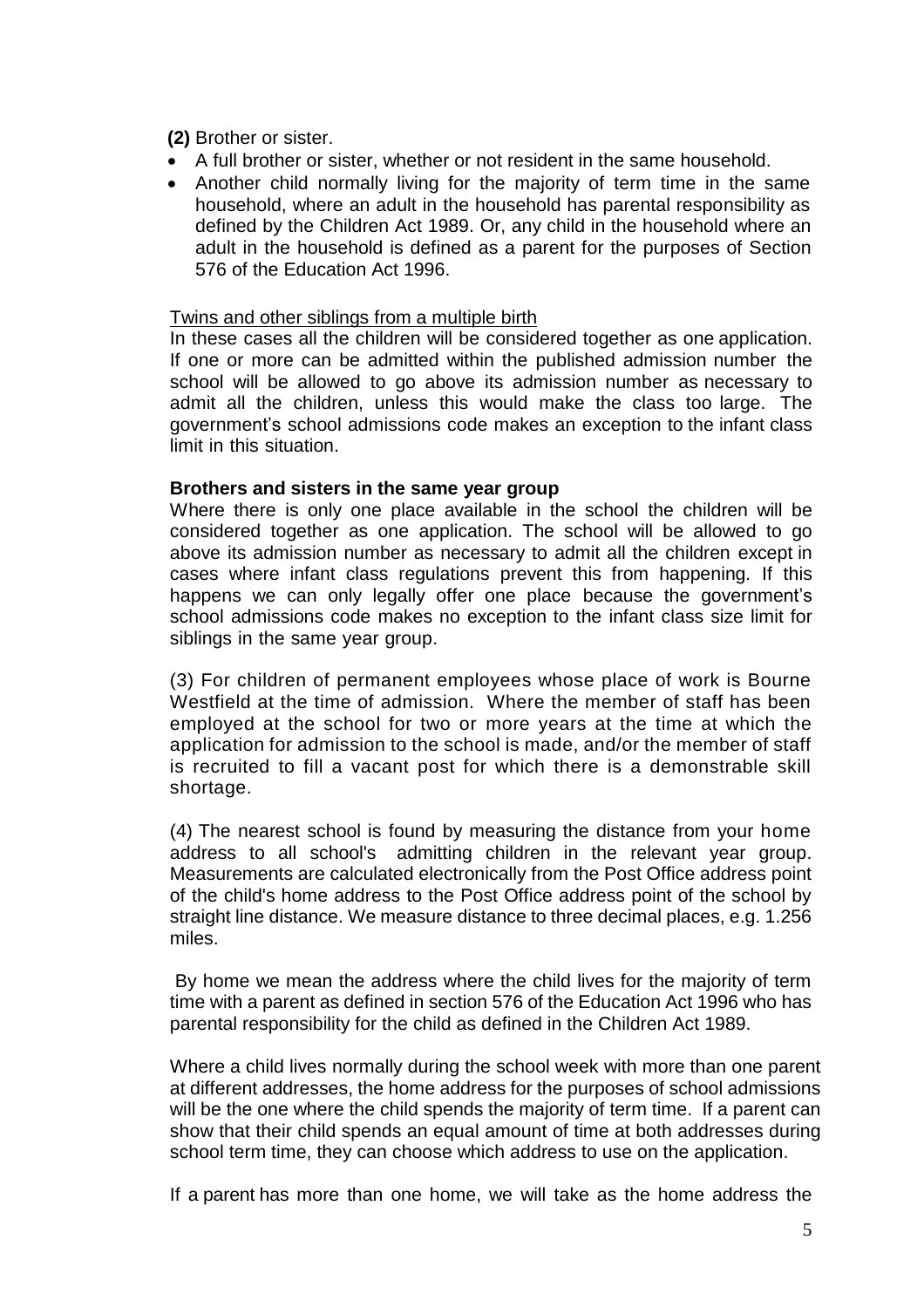**(2)** Brother or sister.

- A full brother or sister, whether or not resident in the same household.
- Another child normally living for the majority of term time in the same household, where an adult in the household has parental responsibility as defined by the Children Act 1989. Or, any child in the household where an adult in the household is defined as a parent for the purposes of Section 576 of the Education Act 1996.

<u>Twins and other siblings from a multiple birth</u>

In these cases all the children will be considered together as one application. If one or more can be admitted within the published admission number the school will be allowed to go above its admission number as necessary to admit all the children, unless this would make the class too large. The government's school admissions code makes an exception to the infant class limit in this situation.

**Brothers and sisters in the same year group**

Where there is only one place available in the school the children will be considered together as one application. The school will be allowed to go above its admission number as necessary to admit all the children except in cases where infant class regulations prevent this from happening. If this happens we can only legally offer one place because the government's school admissions code makes no exception to the infant class size limit for siblings in the same year group.

(3) For children of permanent employees whose place of work is Bourne Westfield at the time of admission. Where the member of staff has been employed at the school for two or more years at the time at which the application for admission to the school is made, and/or the member of staff is recruited to fill a vacant post for which there is a demonstrable skill shortage.

(4) The nearest school is found by measuring the distance from your home address to all school's admitting children in the relevant year group. Measurements are calculated electronically from the Post Office address point of the child's home address to the Post Office address point of the school by straight line distance. We measure distance to three decimal places, e.g. 1.256 miles.

By home we mean the address where the child lives for the majority of term time with a parent as defined in section 576 of the Education Act 1996 who has parental responsibility for the child as defined in the Children Act 1989.

Where a child lives normally during the school week with more than one parent at different addresses, the home address for the purposes of school admissions will be the one where the child spends the majority of term time. If a parent can show that their child spends an equal amount of time at both addresses during school term time, they can choose which address to use on the application.

If a parent has more than one home, we will take as the home address the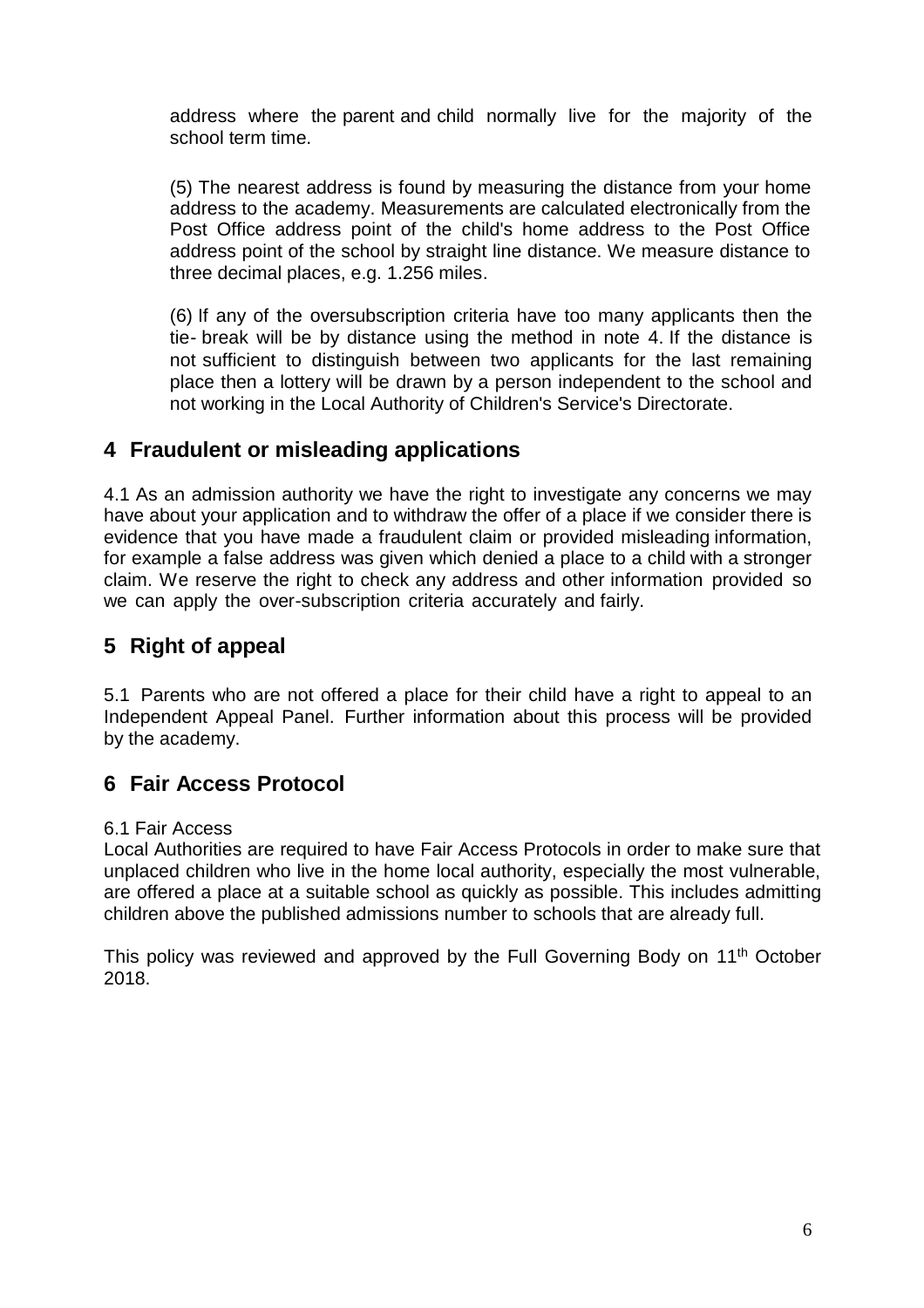address where the parent and child normally live for the majority of the school term time.

(5) The nearest address is found by measuring the distance from your home address to the academy. Measurements are calculated electronically from the Post Office address point of the child's home address to the Post Office address point of the school by straight line distance. We measure distance to three decimal places, e.g. 1.256 miles.

(6) If any of the oversubscription criteria have too many applicants then the tie- break will be by distance using the method in note 4. If the distance is not sufficient to distinguish between two applicants for the last remaining place then a lottery will be drawn by a person independent to the school and not working in the Local Authority of Children's Service's Directorate.

## 4 Fraudulent or misleading applications

4.1 As an admission authority we have the right to investigate any concerns we may have about your application and to withdraw the offer of a place if we consider there is evidence that you have made a fraudulent claim or provided misleading information, for example a false address was given which denied a place to a child with a stronger claim. We reserve the right to check any address and other information provided so we can apply the over-subscription criteria accurately and fairly.

## 5 Right of appeal

5.1 Parents who are not offered a place for their child have a right to appeal to an Independent Appeal Panel. Further information about this process will be provided by the academy.

## 6 Fair Access Protocol

6.1 Fair Access

Local Authorities are required to have Fair Access Protocols in order to make sure that unplaced children who live in the home local authority, especially the most vulnerable, are offered a place at a suitable school as quickly as possible. This includes admitting children above the published admissions number to schools that are already full.

This policy was reviewed and approved by the Full Governing Body on 11th October 2018.